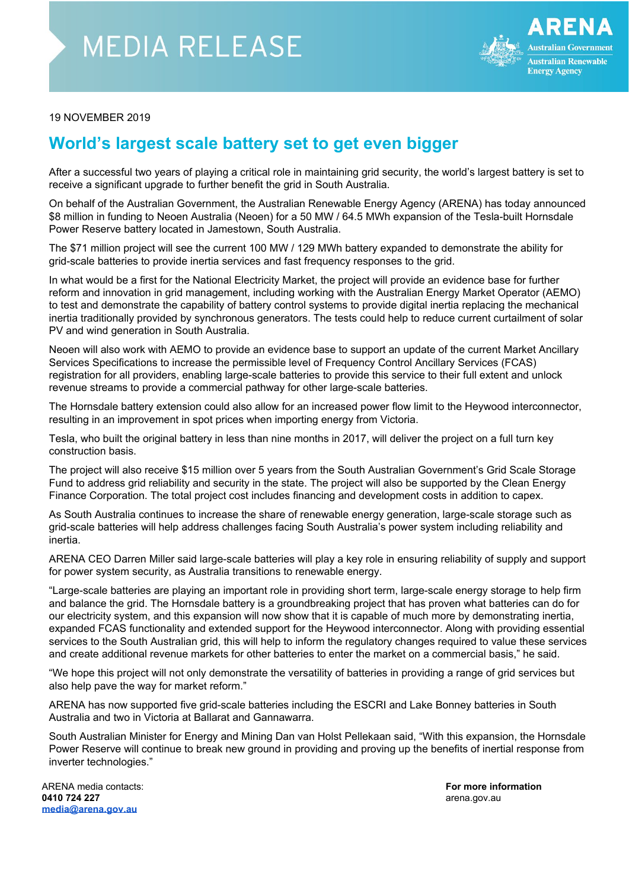MEDIA RELEASE

ARENA
Australian Government
Australian Renewable Energy Agency

19 NOVEMBER 2019

# World's largest scale battery set to get even bigger

After a successful two years of playing a critical role in maintaining grid security, the world's largest battery is set to receive a significant upgrade to further benefit the grid in South Australia.

On behalf of the Australian Government, the Australian Renewable Energy Agency (ARENA) has today announced $8 million in funding to Neoen Australia (Neoen) for a 50 MW / 64.5 MWh expansion of the Tesla-built Hornsdale Power Reserve battery located in Jamestown, South Australia.

The $71 million project will see the current 100 MW / 129 MWh battery expanded to demonstrate the ability for grid-scale batteries to provide inertia services and fast frequency responses to the grid.

In what would be a first for the National Electricity Market, the project will provide an evidence base for further reform and innovation in grid management, including working with the Australian Energy Market Operator (AEMO) to test and demonstrate the capability of battery control systems to provide digital inertia replacing the mechanical inertia traditionally provided by synchronous generators. The tests could help to reduce current curtailment of solar PV and wind generation in South Australia.

Neoen will also work with AEMO to provide an evidence base to support an update of the current Market Ancillary Services Specifications to increase the permissible level of Frequency Control Ancillary Services (FCAS) registration for all providers, enabling large-scale batteries to provide this service to their full extent and unlock revenue streams to provide a commercial pathway for other large-scale batteries.

The Hornsdale battery extension could also allow for an increased power flow limit to the Heywood interconnector, resulting in an improvement in spot prices when importing energy from Victoria.

Tesla, who built the original battery in less than nine months in 2017, will deliver the project on a full turn key construction basis.

The project will also receive $15 million over 5 years from the South Australian Government's Grid Scale Storage Fund to address grid reliability and security in the state. The project will also be supported by the Clean Energy Finance Corporation. The total project cost includes financing and development costs in addition to capex.

As South Australia continues to increase the share of renewable energy generation, large-scale storage such as grid-scale batteries will help address challenges facing South Australia's power system including reliability and inertia.

ARENA CEO Darren Miller said large-scale batteries will play a key role in ensuring reliability of supply and support for power system security, as Australia transitions to renewable energy.

"Large-scale batteries are playing an important role in providing short term, large-scale energy storage to help firm and balance the grid. The Hornsdale battery is a groundbreaking project that has proven what batteries can do for our electricity system, and this expansion will now show that it is capable of much more by demonstrating inertia, expanded FCAS functionality and extended support for the Heywood interconnector. Along with providing essential services to the South Australian grid, this will help to inform the regulatory changes required to value these services and create additional revenue markets for other batteries to enter the market on a commercial basis," he said.

"We hope this project will not only demonstrate the versatility of batteries in providing a range of grid services but also help pave the way for market reform."

ARENA has now supported five grid-scale batteries including the ESCRI and Lake Bonney batteries in South Australia and two in Victoria at Ballarat and Gannawarra.

South Australian Minister for Energy and Mining Dan van Holst Pellekaan said, "With this expansion, the Hornsdale Power Reserve will continue to break new ground in providing and proving up the benefits of inertial response from inverter technologies."

ARENA media contacts:
**0410 724 227**
**media@arena.gov.au**

**For more information**
arena.gov.au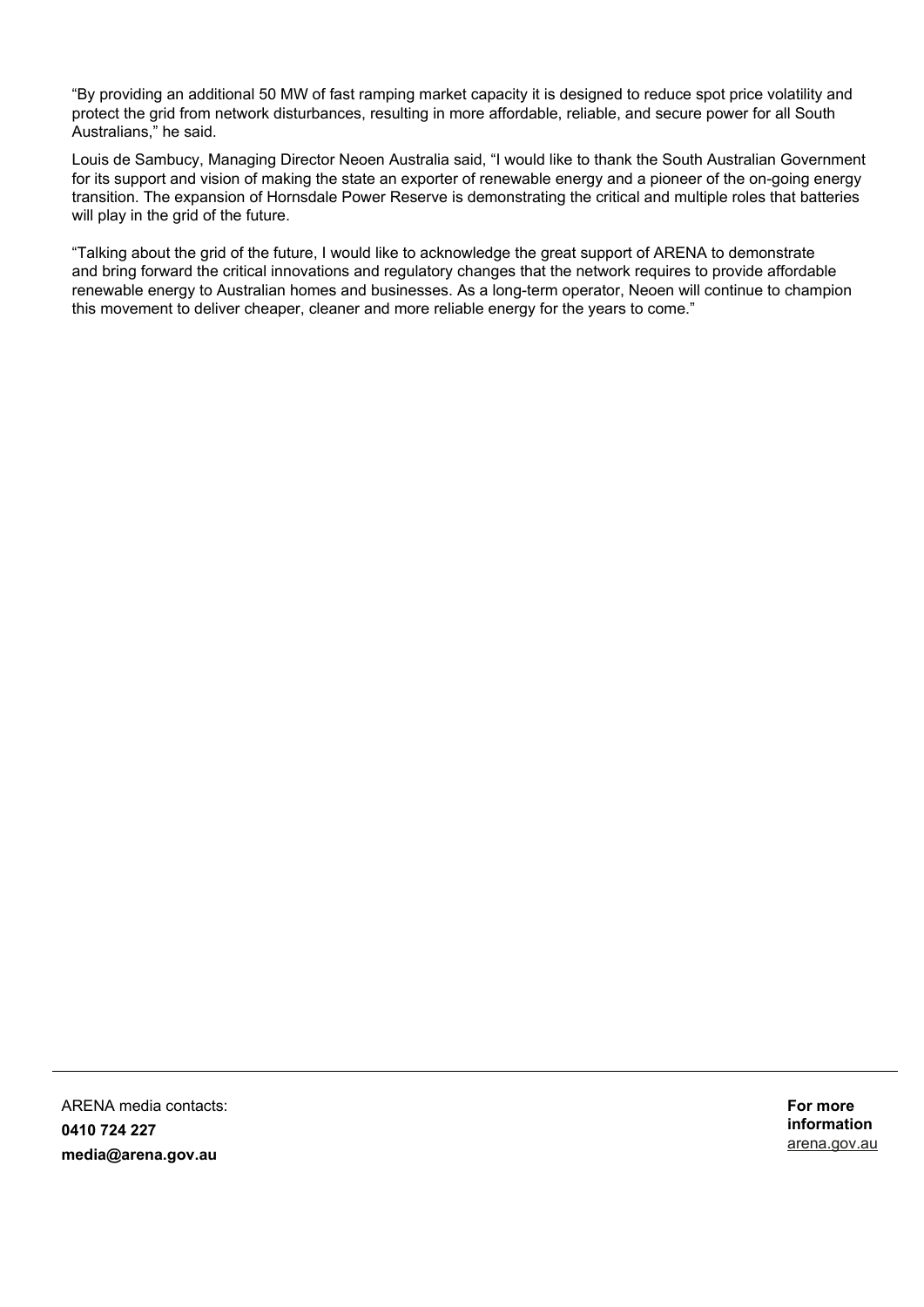"By providing an additional 50 MW of fast ramping market capacity it is designed to reduce spot price volatility and protect the grid from network disturbances, resulting in more affordable, reliable, and secure power for all South Australians," he said.

Louis de Sambucy, Managing Director Neoen Australia said, "I would like to thank the South Australian Government for its support and vision of making the state an exporter of renewable energy and a pioneer of the on-going energy transition. The expansion of Hornsdale Power Reserve is demonstrating the critical and multiple roles that batteries will play in the grid of the future.

"Talking about the grid of the future, I would like to acknowledge the great support of ARENA to demonstrate and bring forward the critical innovations and regulatory changes that the network requires to provide affordable renewable energy to Australian homes and businesses. As a long-term operator, Neoen will continue to champion this movement to deliver cheaper, cleaner and more reliable energy for the years to come."

---

ARENA media contacts:
**0410 724 227**
**media@arena.gov.au**

**For more information**
arena.gov.au